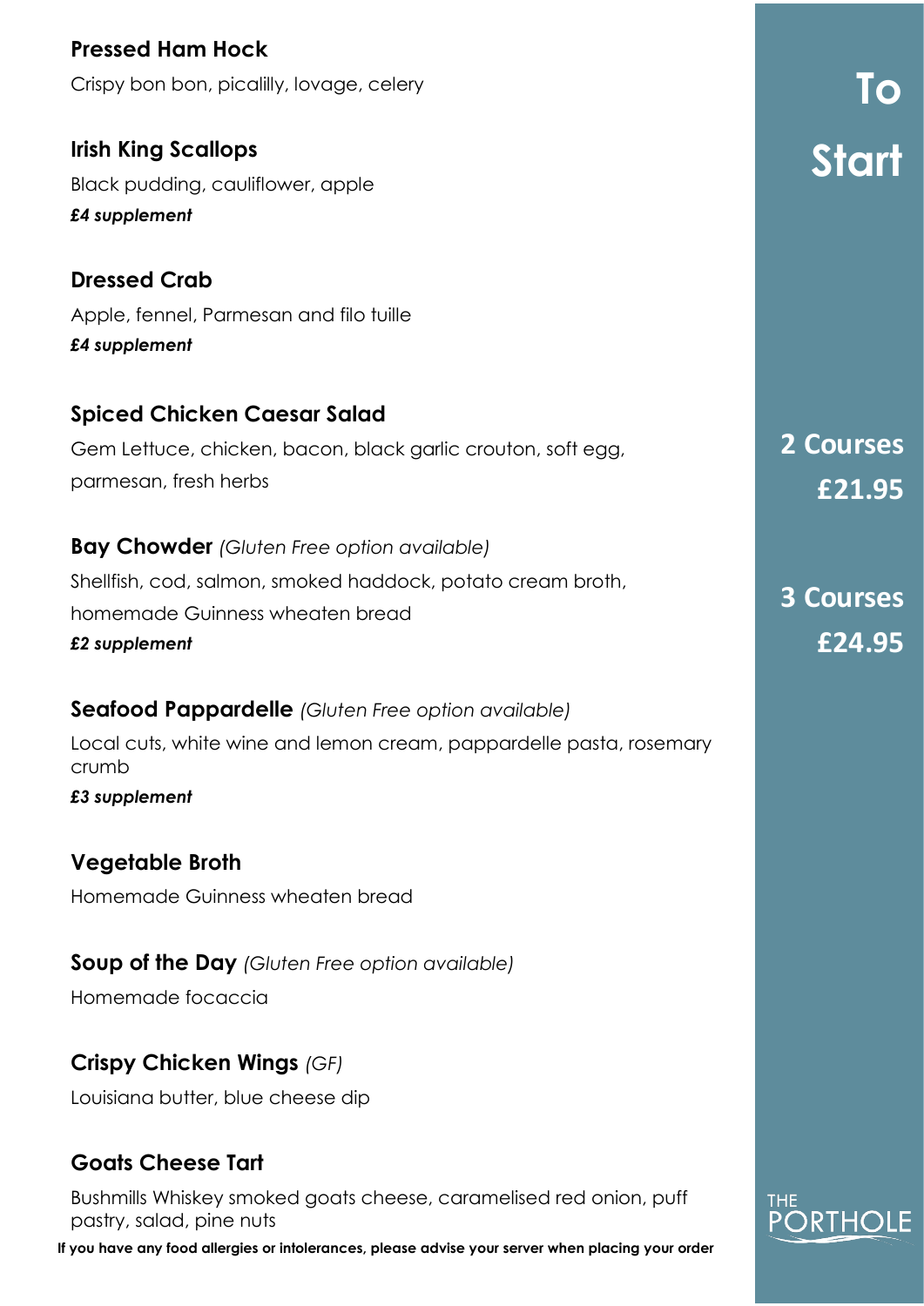# To Start

**2 Courses £21.95**

**3 Courses £24.95**

### Pressed Ham Hock

Crispy bon bon, picalilly, lovage, celery

### Irish King Scallops

Black pudding, cauliflower, apple

***£4 supplement***

### Dressed Crab

Apple, fennel, Parmesan and filo tuille

***£4 supplement***

### Spiced Chicken Caesar Salad

Gem Lettuce, chicken, bacon, black garlic crouton, soft egg, parmesan, fresh herbs

### Bay Chowder *(Gluten Free option available)*

Shellfish, cod, salmon, smoked haddock, potato cream broth, homemade Guinness wheaten bread

***£2 supplement***

### Seafood Pappardelle *(Gluten Free option available)*

Local cuts, white wine and lemon cream, pappardelle pasta, rosemary crumb

***£3 supplement***

### Vegetable Broth

Homemade Guinness wheaten bread

### Soup of the Day *(Gluten Free option available)*

Homemade focaccia

### Crispy Chicken Wings *(GF)*

Louisiana butter, blue cheese dip

### Goats Cheese Tart

Bushmills Whiskey smoked goats cheese, caramelised red onion, puff pastry, salad, pine nuts

**If you have any food allergies or intolerances, please advise your server when placing your order**

THE PORTHOLE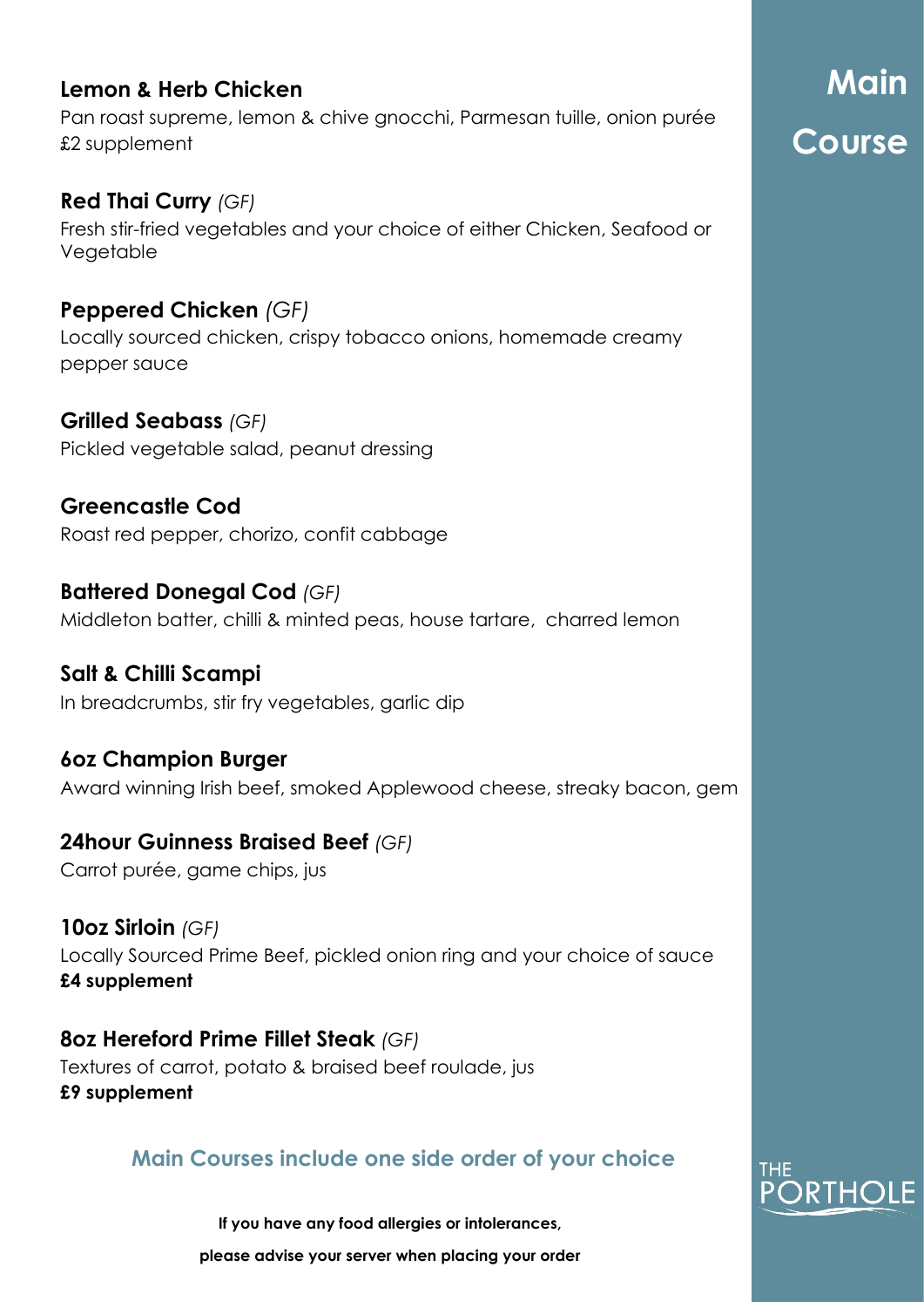# Main Course

**Lemon & Herb Chicken**
Pan roast supreme, lemon & chive gnocchi, Parmesan tuille, onion purée
£2 supplement

**Red Thai Curry** *(GF)*
Fresh stir-fried vegetables and your choice of either Chicken, Seafood or Vegetable

**Peppered Chicken** *(GF)*
Locally sourced chicken, crispy tobacco onions, homemade creamy pepper sauce

**Grilled Seabass** *(GF)*
Pickled vegetable salad, peanut dressing

**Greencastle Cod**
Roast red pepper, chorizo, confit cabbage

**Battered Donegal Cod** *(GF)*
Middleton batter, chilli & minted peas, house tartare, charred lemon

**Salt & Chilli Scampi**
In breadcrumbs, stir fry vegetables, garlic dip

**6oz Champion Burger**
Award winning Irish beef, smoked Applewood cheese, streaky bacon, gem

**24hour Guinness Braised Beef** *(GF)*
Carrot purée, game chips, jus

**10oz Sirloin** *(GF)*
Locally Sourced Prime Beef, pickled onion ring and your choice of sauce
**£4 supplement**

**8oz Hereford Prime Fillet Steak** *(GF)*
Textures of carrot, potato & braised beef roulade, jus
**£9 supplement**

**Main Courses include one side order of your choice**

**If you have any food allergies or intolerances,**
**please advise your server when placing your order**

THE PORTHOLE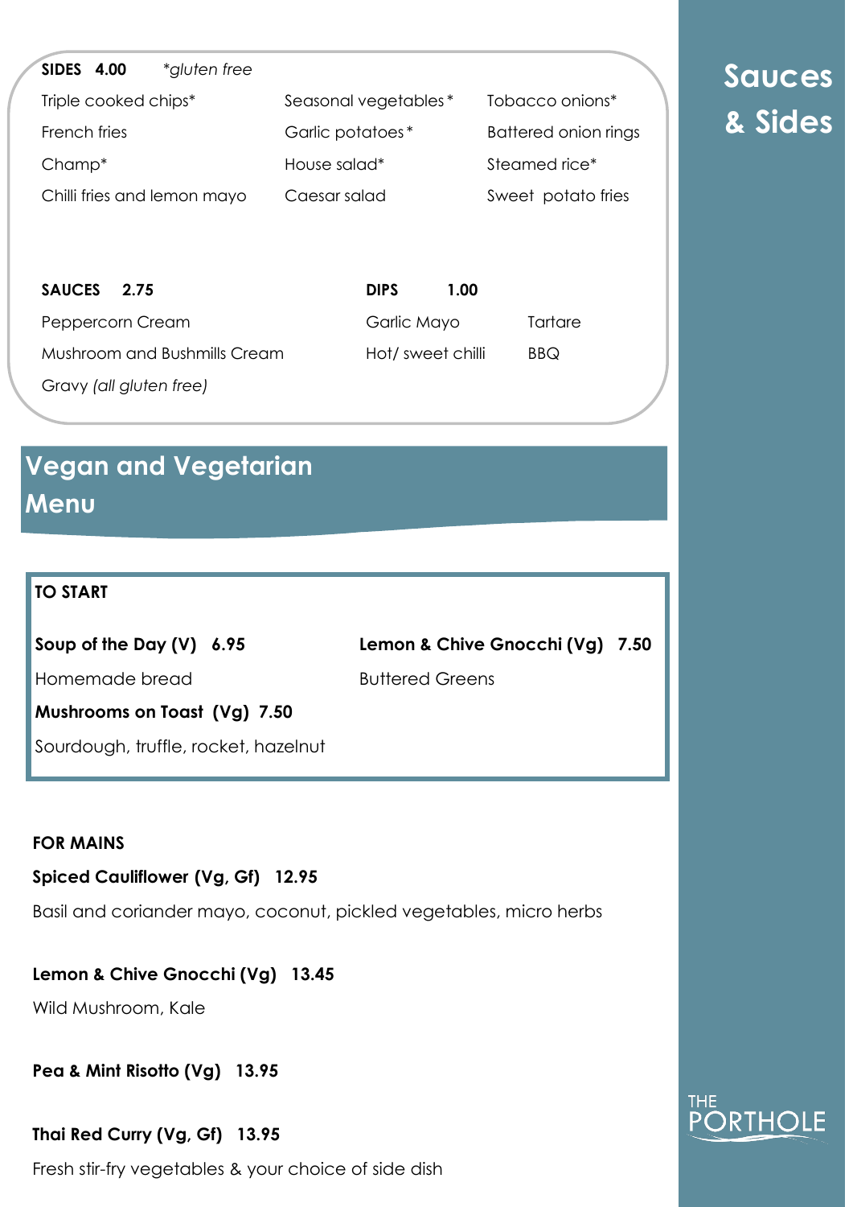# Sauces & Sides

**SIDES 4.00** *\*gluten free*

| | | |
|---|---|---|
| Triple cooked chips* | Seasonal vegetables* | Tobacco onions* |
| French fries | Garlic potatoes* | Battered onion rings |
| Champ* | House salad* | Steamed rice* |
| Chilli fries and lemon mayo | Caesar salad | Sweet potato fries |

**SAUCES 2.75**

- Peppercorn Cream
- Mushroom and Bushmills Cream
- Gravy *(all gluten free)*

**DIPS 1.00**

| | |
|---|---|
| Garlic Mayo | Tartare |
| Hot/ sweet chilli | BBQ |

## Vegan and Vegetarian Menu

### TO START

**Soup of the Day (V) 6.95**
Homemade bread

**Mushrooms on Toast (Vg) 7.50**
Sourdough, truffle, rocket, hazelnut

**Lemon & Chive Gnocchi (Vg) 7.50**
Buttered Greens

### FOR MAINS

**Spiced Cauliflower (Vg, Gf) 12.95**
Basil and coriander mayo, coconut, pickled vegetables, micro herbs

**Lemon & Chive Gnocchi (Vg) 13.45**
Wild Mushroom, Kale

**Pea & Mint Risotto (Vg) 13.95**

**Thai Red Curry (Vg, Gf) 13.95**
Fresh stir-fry vegetables & your choice of side dish

THE PORTHOLE